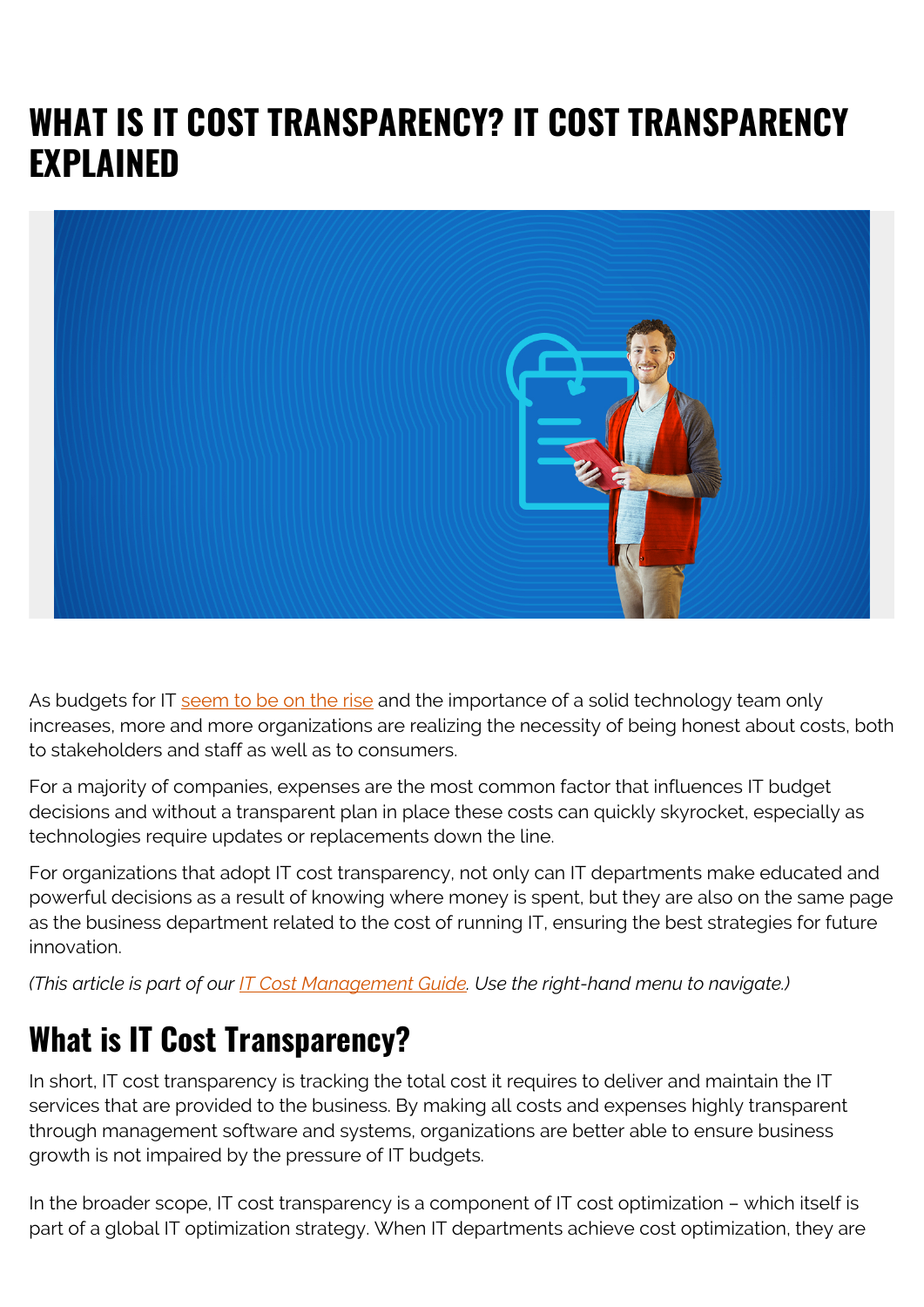# WHAT IS IT COST TRANSPARENCY? IT COST TRANSPARENCY EXPLAINED

As budgets for IT seem to be on the rise and the importance of a solid technology team only increases, more and more organizations are realizing the necessity of being honest about costs, both to stakeholders and staff as well as to consumers.

For a majority of companies, expenses are the most common factor that influences IT budget decisions and without a transparent plan in place these costs can quickly skyrocket, especially as technologies require updates or replacements down the line.

For organizations that adopt IT cost transparency, not only can IT departments make educated and powerful decisions as a result of knowing where money is spent, but they are also on the same page as the business department related to the cost of running IT, ensuring the best strategies for future innovation.

*(This article is part of our IT Cost Management Guide. Use the right-hand menu to navigate.)*

## What is IT Cost Transparency?

In short, IT cost transparency is tracking the total cost it requires to deliver and maintain the IT services that are provided to the business. By making all costs and expenses highly transparent through management software and systems, organizations are better able to ensure business growth is not impaired by the pressure of IT budgets.

In the broader scope, IT cost transparency is a component of IT cost optimization – which itself is part of a global IT optimization strategy. When IT departments achieve cost optimization, they are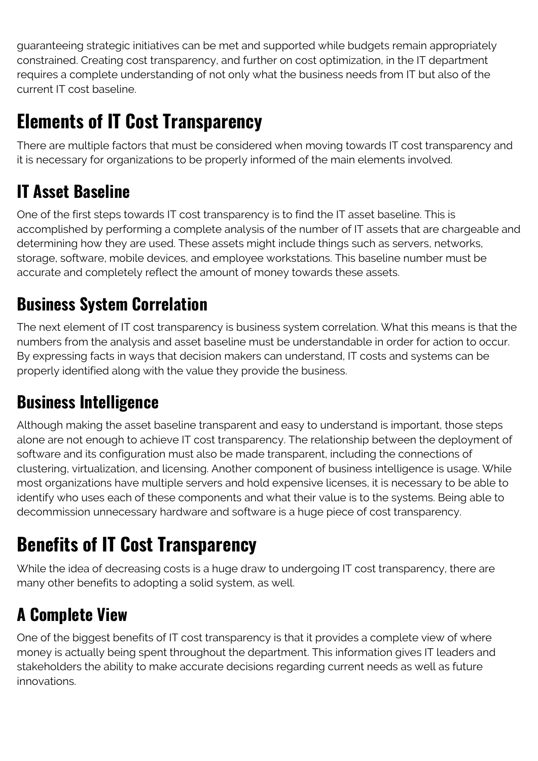guaranteeing strategic initiatives can be met and supported while budgets remain appropriately constrained. Creating cost transparency, and further on cost optimization, in the IT department requires a complete understanding of not only what the business needs from IT but also of the current IT cost baseline.

# Elements of IT Cost Transparency

There are multiple factors that must be considered when moving towards IT cost transparency and it is necessary for organizations to be properly informed of the main elements involved.

## IT Asset Baseline

One of the first steps towards IT cost transparency is to find the IT asset baseline. This is accomplished by performing a complete analysis of the number of IT assets that are chargeable and determining how they are used. These assets might include things such as servers, networks, storage, software, mobile devices, and employee workstations. This baseline number must be accurate and completely reflect the amount of money towards these assets.

## Business System Correlation

The next element of IT cost transparency is business system correlation. What this means is that the numbers from the analysis and asset baseline must be understandable in order for action to occur. By expressing facts in ways that decision makers can understand, IT costs and systems can be properly identified along with the value they provide the business.

## Business Intelligence

Although making the asset baseline transparent and easy to understand is important, those steps alone are not enough to achieve IT cost transparency. The relationship between the deployment of software and its configuration must also be made transparent, including the connections of clustering, virtualization, and licensing. Another component of business intelligence is usage. While most organizations have multiple servers and hold expensive licenses, it is necessary to be able to identify who uses each of these components and what their value is to the systems. Being able to decommission unnecessary hardware and software is a huge piece of cost transparency.

# Benefits of IT Cost Transparency

While the idea of decreasing costs is a huge draw to undergoing IT cost transparency, there are many other benefits to adopting a solid system, as well.

## A Complete View

One of the biggest benefits of IT cost transparency is that it provides a complete view of where money is actually being spent throughout the department. This information gives IT leaders and stakeholders the ability to make accurate decisions regarding current needs as well as future innovations.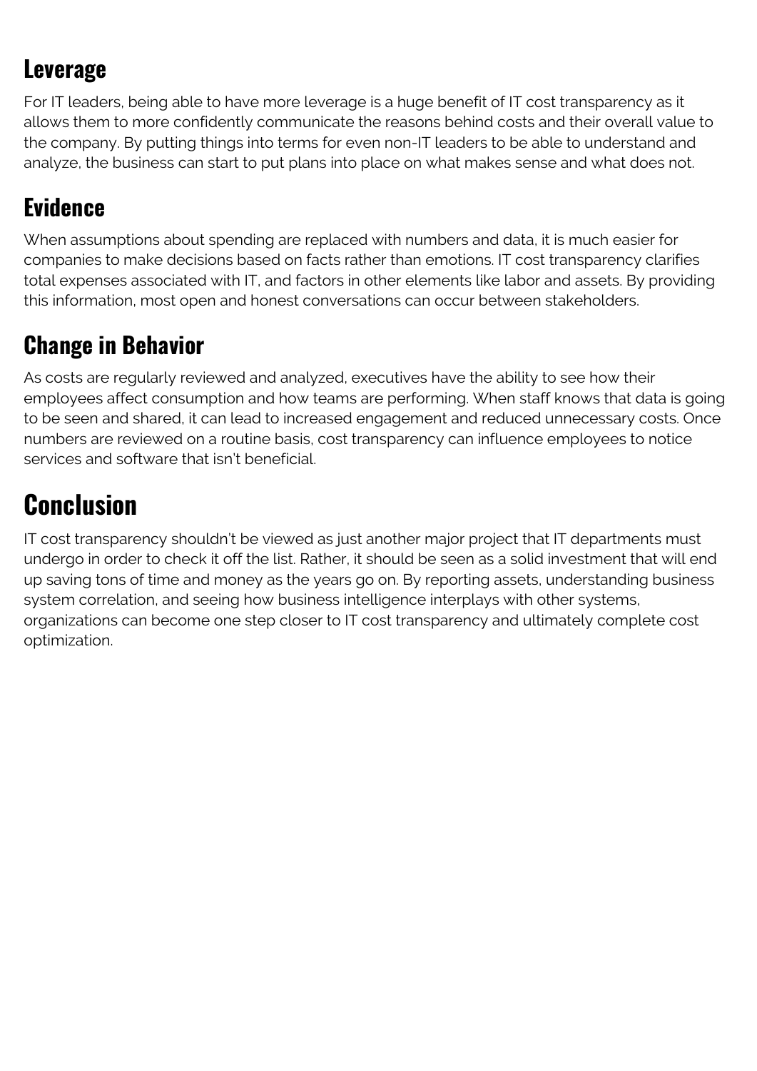### Leverage

For IT leaders, being able to have more leverage is a huge benefit of IT cost transparency as it allows them to more confidently communicate the reasons behind costs and their overall value to the company. By putting things into terms for even non-IT leaders to be able to understand and analyze, the business can start to put plans into place on what makes sense and what does not.

### Evidence

When assumptions about spending are replaced with numbers and data, it is much easier for companies to make decisions based on facts rather than emotions. IT cost transparency clarifies total expenses associated with IT, and factors in other elements like labor and assets. By providing this information, most open and honest conversations can occur between stakeholders.

### Change in Behavior

As costs are regularly reviewed and analyzed, executives have the ability to see how their employees affect consumption and how teams are performing. When staff knows that data is going to be seen and shared, it can lead to increased engagement and reduced unnecessary costs. Once numbers are reviewed on a routine basis, cost transparency can influence employees to notice services and software that isn't beneficial.

## Conclusion

IT cost transparency shouldn't be viewed as just another major project that IT departments must undergo in order to check it off the list. Rather, it should be seen as a solid investment that will end up saving tons of time and money as the years go on. By reporting assets, understanding business system correlation, and seeing how business intelligence interplays with other systems, organizations can become one step closer to IT cost transparency and ultimately complete cost optimization.